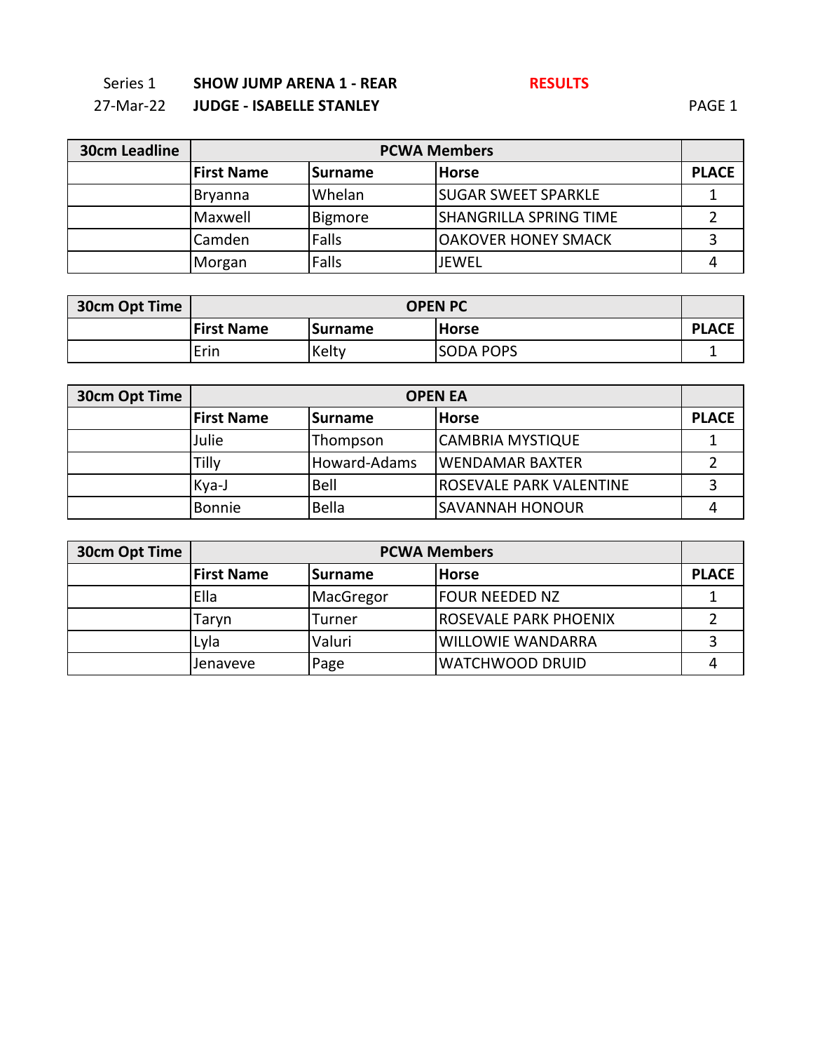Series 1 **SHOW JUMP ARENA 1 - REAR** **RESULTS**

27-Mar-22 **JUDGE - ISABELLE STANLEY**

| 30cm Leadline | PCWA Members | | | |
|---|---|---|---|---|
| | **First Name** | **Surname** | **Horse** | **PLACE** |
| | Bryanna | Whelan | SUGAR SWEET SPARKLE | 1 |
| | Maxwell | Bigmore | SHANGRILLA SPRING TIME | 2 |
| | Camden | Falls | OAKOVER HONEY SMACK | 3 |
| | Morgan | Falls | JEWEL | 4 |

| 30cm Opt Time | OPEN PC | | | |
|---|---|---|---|---|
| | **First Name** | **Surname** | **Horse** | **PLACE** |
| | Erin | Kelty | SODA POPS | 1 |

| 30cm Opt Time | OPEN EA | | | |
|---|---|---|---|---|
| | **First Name** | **Surname** | **Horse** | **PLACE** |
| | Julie | Thompson | CAMBRIA MYSTIQUE | 1 |
| | Tilly | Howard-Adams | WENDAMAR BAXTER | 2 |
| | Kya-J | Bell | ROSEVALE PARK VALENTINE | 3 |
| | Bonnie | Bella | SAVANNAH HONOUR | 4 |

| 30cm Opt Time | PCWA Members | | | |
|---|---|---|---|---|
| | **First Name** | **Surname** | **Horse** | **PLACE** |
| | Ella | MacGregor | FOUR NEEDED NZ | 1 |
| | Taryn | Turner | ROSEVALE PARK PHOENIX | 2 |
| | Lyla | Valuri | WILLOWIE WANDARRA | 3 |
| | Jenaveve | Page | WATCHWOOD DRUID | 4 |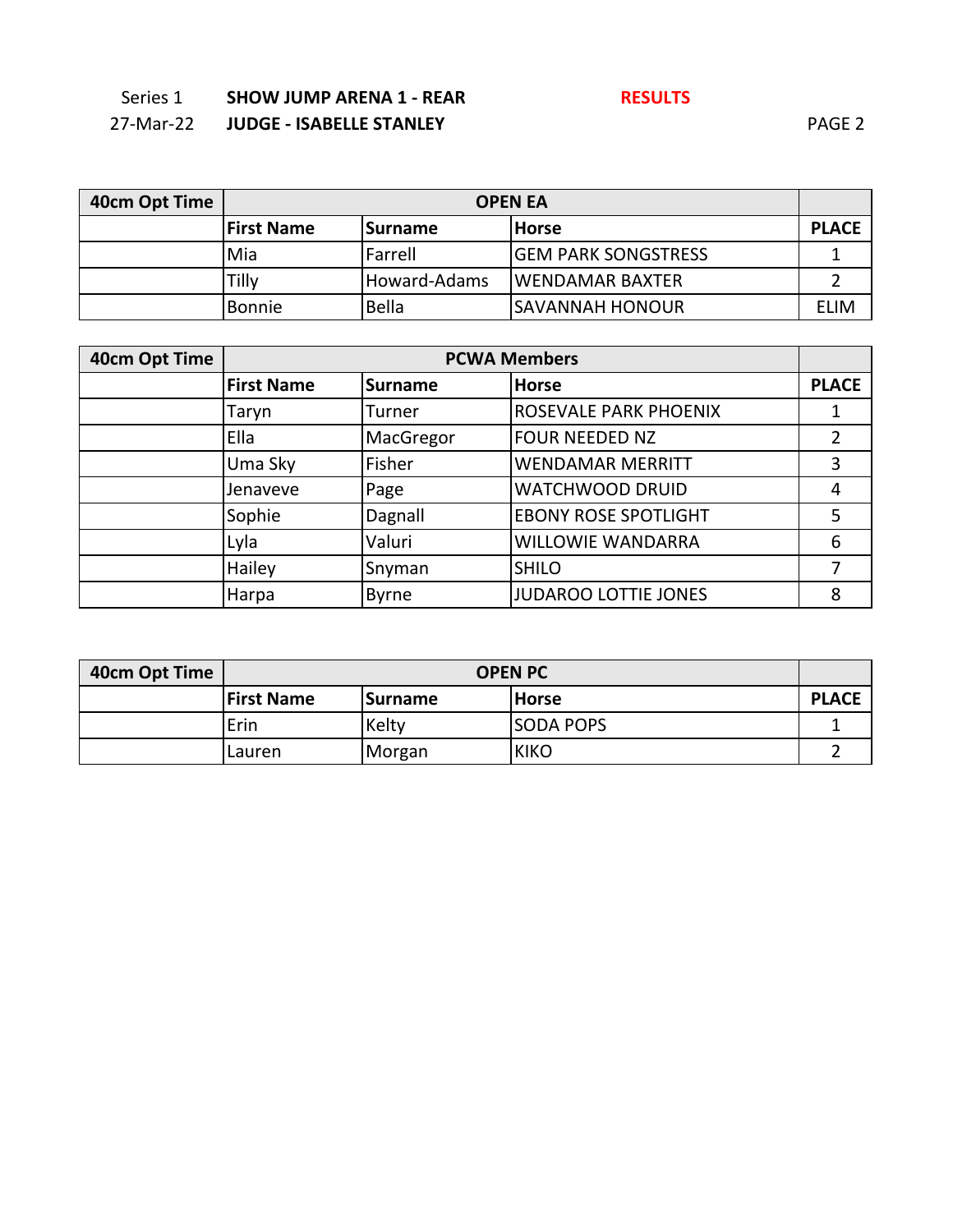Series 1 **SHOW JUMP ARENA 1 - REAR** **RESULTS**

27-Mar-22 **JUDGE - ISABELLE STANLEY**

| 40cm Opt Time | OPEN EA | | | |
|---|---|---|---|---|
| | **First Name** | **Surname** | **Horse** | **PLACE** |
| | Mia | Farrell | GEM PARK SONGSTRESS | 1 |
| | Tilly | Howard-Adams | WENDAMAR BAXTER | 2 |
| | Bonnie | Bella | SAVANNAH HONOUR | ELIM |

| 40cm Opt Time | PCWA Members | | | |
|---|---|---|---|---|
| | **First Name** | **Surname** | **Horse** | **PLACE** |
| | Taryn | Turner | ROSEVALE PARK PHOENIX | 1 |
| | Ella | MacGregor | FOUR NEEDED NZ | 2 |
| | Uma Sky | Fisher | WENDAMAR MERRITT | 3 |
| | Jenaveve | Page | WATCHWOOD DRUID | 4 |
| | Sophie | Dagnall | EBONY ROSE SPOTLIGHT | 5 |
| | Lyla | Valuri | WILLOWIE WANDARRA | 6 |
| | Hailey | Snyman | SHILO | 7 |
| | Harpa | Byrne | JUDAROO LOTTIE JONES | 8 |

| 40cm Opt Time | OPEN PC | | | |
|---|---|---|---|---|
| | **First Name** | **Surname** | **Horse** | **PLACE** |
| | Erin | Kelty | SODA POPS | 1 |
| | Lauren | Morgan | KIKO | 2 |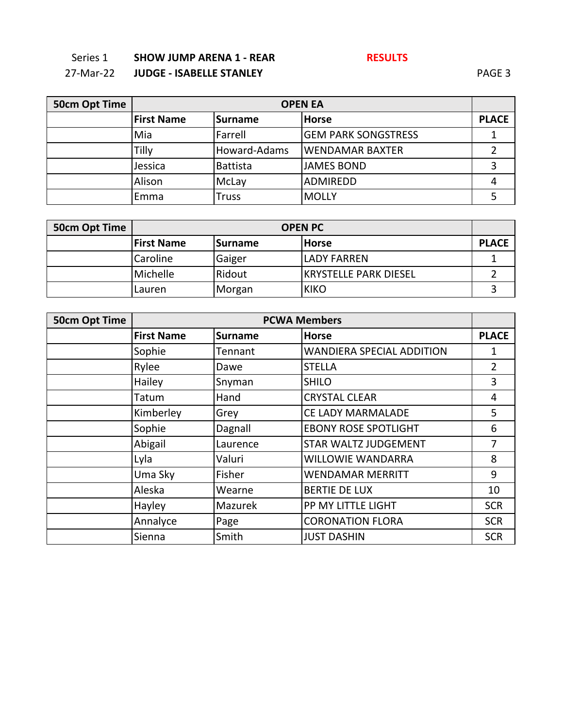Series 1 **SHOW JUMP ARENA 1 - REAR** **RESULTS**

27-Mar-22 **JUDGE - ISABELLE STANLEY**

| 50cm Opt Time | OPEN EA | | | |
|---|---|---|---|---|
| | **First Name** | **Surname** | **Horse** | **PLACE** |
| | Mia | Farrell | GEM PARK SONGSTRESS | 1 |
| | Tilly | Howard-Adams | WENDAMAR BAXTER | 2 |
| | Jessica | Battista | JAMES BOND | 3 |
| | Alison | McLay | ADMIREDD | 4 |
| | Emma | Truss | MOLLY | 5 |

| 50cm Opt Time | OPEN PC | | | |
|---|---|---|---|---|
| | **First Name** | **Surname** | **Horse** | **PLACE** |
| | Caroline | Gaiger | LADY FARREN | 1 |
| | Michelle | Ridout | KRYSTELLE PARK DIESEL | 2 |
| | Lauren | Morgan | KIKO | 3 |

| 50cm Opt Time | PCWA Members | | | |
|---|---|---|---|---|
| | **First Name** | **Surname** | **Horse** | **PLACE** |
| | Sophie | Tennant | WANDIERA SPECIAL ADDITION | 1 |
| | Rylee | Dawe | STELLA | 2 |
| | Hailey | Snyman | SHILO | 3 |
| | Tatum | Hand | CRYSTAL CLEAR | 4 |
| | Kimberley | Grey | CE LADY MARMALADE | 5 |
| | Sophie | Dagnall | EBONY ROSE SPOTLIGHT | 6 |
| | Abigail | Laurence | STAR WALTZ JUDGEMENT | 7 |
| | Lyla | Valuri | WILLOWIE WANDARRA | 8 |
| | Uma Sky | Fisher | WENDAMAR MERRITT | 9 |
| | Aleska | Wearne | BERTIE DE LUX | 10 |
| | Hayley | Mazurek | PP MY LITTLE LIGHT | SCR |
| | Annalyce | Page | CORONATION FLORA | SCR |
| | Sienna | Smith | JUST DASHIN | SCR |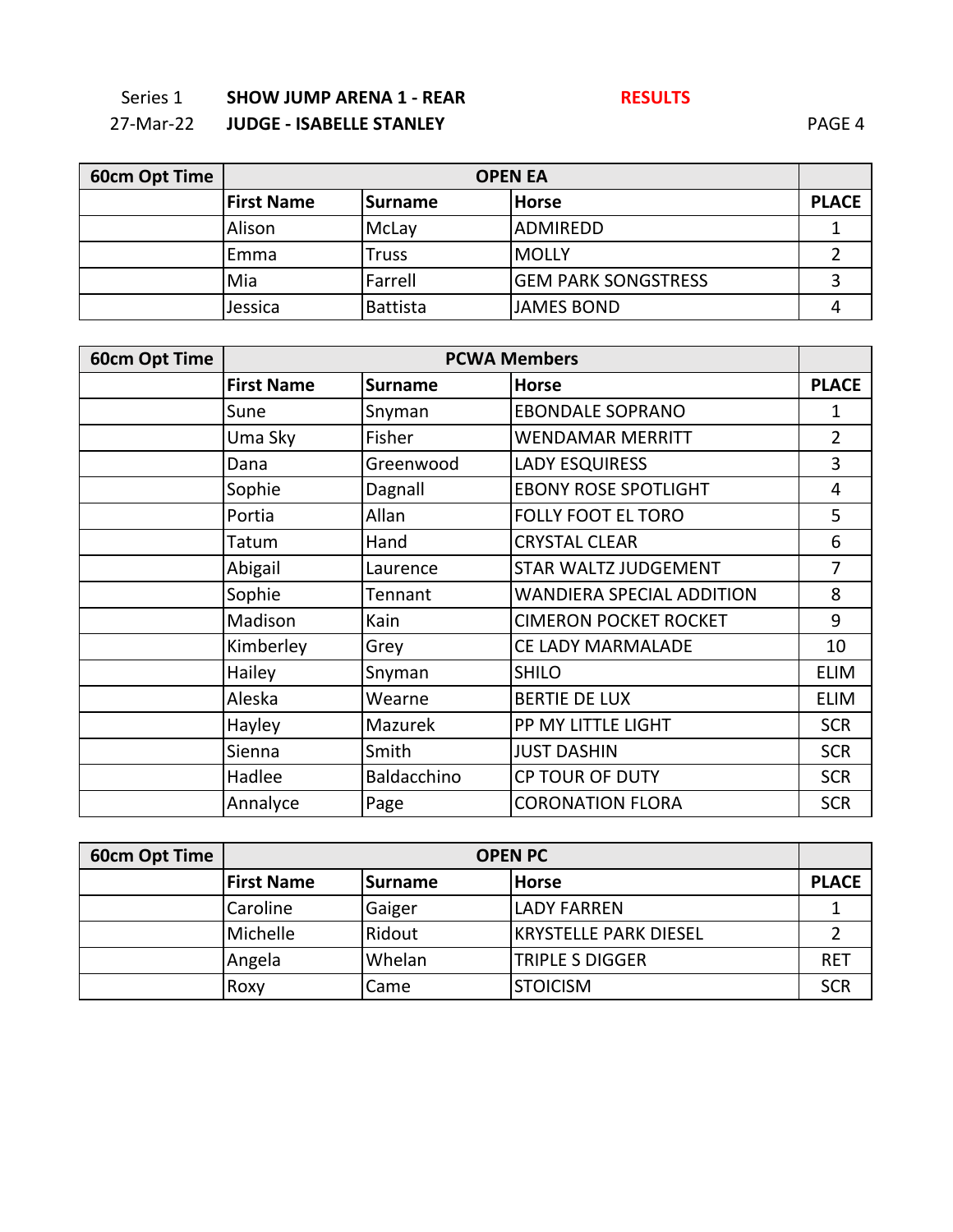Series 1 **SHOW JUMP ARENA 1 - REAR** **RESULTS**

27-Mar-22 **JUDGE - ISABELLE STANLEY**

| 60cm Opt Time | OPEN EA | | | |
|---|---|---|---|---|
| | **First Name** | **Surname** | **Horse** | **PLACE** |
| | Alison | McLay | ADMIREDD | 1 |
| | Emma | Truss | MOLLY | 2 |
| | Mia | Farrell | GEM PARK SONGSTRESS | 3 |
| | Jessica | Battista | JAMES BOND | 4 |

| 60cm Opt Time | PCWA Members | | | |
|---|---|---|---|---|
| | **First Name** | **Surname** | **Horse** | **PLACE** |
| | Sune | Snyman | EBONDALE SOPRANO | 1 |
| | Uma Sky | Fisher | WENDAMAR MERRITT | 2 |
| | Dana | Greenwood | LADY ESQUIRESS | 3 |
| | Sophie | Dagnall | EBONY ROSE SPOTLIGHT | 4 |
| | Portia | Allan | FOLLY FOOT EL TORO | 5 |
| | Tatum | Hand | CRYSTAL CLEAR | 6 |
| | Abigail | Laurence | STAR WALTZ JUDGEMENT | 7 |
| | Sophie | Tennant | WANDIERA SPECIAL ADDITION | 8 |
| | Madison | Kain | CIMERON POCKET ROCKET | 9 |
| | Kimberley | Grey | CE LADY MARMALADE | 10 |
| | Hailey | Snyman | SHILO | ELIM |
| | Aleska | Wearne | BERTIE DE LUX | ELIM |
| | Hayley | Mazurek | PP MY LITTLE LIGHT | SCR |
| | Sienna | Smith | JUST DASHIN | SCR |
| | Hadlee | Baldacchino | CP TOUR OF DUTY | SCR |
| | Annalyce | Page | CORONATION FLORA | SCR |

| 60cm Opt Time | OPEN PC | | | |
|---|---|---|---|---|
| | **First Name** | **Surname** | **Horse** | **PLACE** |
| | Caroline | Gaiger | LADY FARREN | 1 |
| | Michelle | Ridout | KRYSTELLE PARK DIESEL | 2 |
| | Angela | Whelan | TRIPLE S DIGGER | RET |
| | Roxy | Came | STOICISM | SCR |